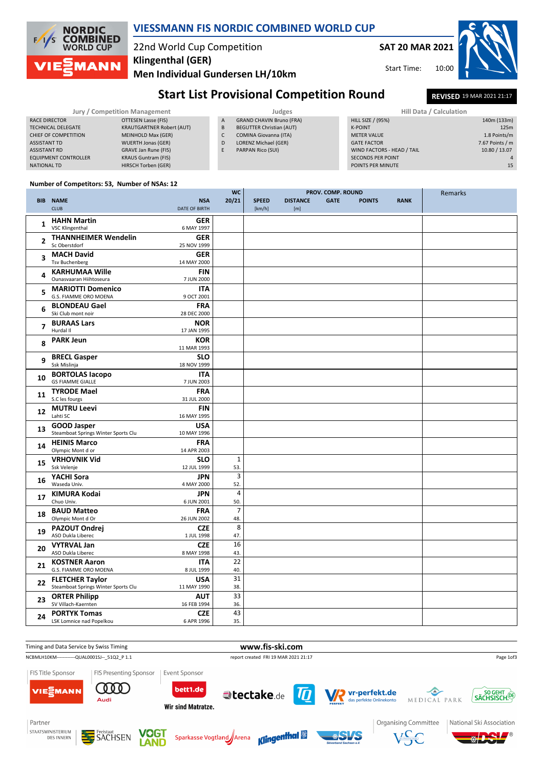# VIESSMANN FIS NORDIC COMBINED WORLD CUP

22nd World Cup Competition
**Klingenthal (GER)**
**Men Individual Gundersen LH/10km**

**SAT 20 MAR 2021**
Start Time: 10:00

## Start List Provisional Competition Round

**REVISED** 19 MAR 2021 21:17

| Jury / Competition Management | |
|---|---|
| RACE DIRECTOR | OTTESEN Lasse (FIS) |
| TECHNICAL DELEGATE | KRAUTGARTNER Robert (AUT) |
| CHIEF OF COMPETITION | MEINHOLD Max (GER) |
| ASSISTANT TD | WUERTH Jonas (GER) |
| ASSISTANT RD | GRAVE Jan Rune (FIS) |
| EQUIPMENT CONTROLLER | KRAUS Guntram (FIS) |
| NATIONAL TD | HIRSCH Torben (GER) |

| Judges | |
|---|---|
| A | GRAND CHAVIN Bruno (FRA) |
| B | BEGUTTER Christian (AUT) |
| C | COMINA Giovanna (ITA) |
| D | LORENZ Michael (GER) |
| E | PARPAN Rico (SUI) |

| Hill Data / Calculation | |
|---|---|
| HILL SIZE / (95%) | 140m (133m) |
| K-POINT | 125m |
| METER VALUE | 1.8 Points/m |
| GATE FACTOR | 7.67 Points / m |
| WIND FACTORS - HEAD / TAIL | 10.80 / 13.07 |
| SECONDS PER POINT | 4 |
| POINTS PER MINUTE | 15 |

Number of Competitors: 53, Number of NSAs: 12

| BIB | NAME / CLUB | NSA / DATE OF BIRTH | WC 20/21 | SPEED [km/h] | DISTANCE [m] | GATE | POINTS | RANK | Remarks |
|---|---|---|---|---|---|---|---|---|---|
| 1 | **HAHN Martin**<br>VSC Klingenthal | **GER**<br>6 MAY 1997 | | | | | | | |
| 2 | **THANNHEIMER Wendelin**<br>Sc Oberstdorf | **GER**<br>25 NOV 1999 | | | | | | | |
| 3 | **MACH David**<br>Tsv Buchenberg | **GER**<br>14 MAY 2000 | | | | | | | |
| 4 | **KARHUMAA Wille**<br>Ounasvaaran Hiihtoseura | **FIN**<br>7 JUN 2000 | | | | | | | |
| 5 | **MARIOTTI Domenico**<br>G.S. FIAMME ORO MOENA | **ITA**<br>9 OCT 2001 | | | | | | | |
| 6 | **BLONDEAU Gael**<br>Ski Club mont noir | **FRA**<br>28 DEC 2000 | | | | | | | |
| 7 | **BURAAS Lars**<br>Hurdal Il | **NOR**<br>17 JAN 1995 | | | | | | | |
| 8 | **PARK Jeun** | **KOR**<br>11 MAR 1993 | | | | | | | |
| 9 | **BRECL Gasper**<br>Ssk Mislinja | **SLO**<br>18 NOV 1999 | | | | | | | |
| 10 | **BORTOLAS Iacopo**<br>GS FIAMME GIALLE | **ITA**<br>7 JUN 2003 | | | | | | | |
| 11 | **TYRODE Mael**<br>S.C les fourgs | **FRA**<br>31 JUL 2000 | | | | | | | |
| 12 | **MUTRU Leevi**<br>Lahti SC | **FIN**<br>16 MAY 1995 | | | | | | | |
| 13 | **GOOD Jasper**<br>Steamboat Springs Winter Sports Clu | **USA**<br>10 MAY 1996 | | | | | | | |
| 14 | **HEINIS Marco**<br>Olympic Mont d or | **FRA**<br>14 APR 2003 | | | | | | | |
| 15 | **VRHOVNIK Vid**<br>Ssk Velenje | **SLO**<br>12 JUL 1999 | 1<br>53. | | | | | | |
| 16 | **YACHI Sora**<br>Waseda Univ. | **JPN**<br>4 MAY 2000 | 3<br>52. | | | | | | |
| 17 | **KIMURA Kodai**<br>Chuo Univ. | **JPN**<br>6 JUN 2001 | 4<br>50. | | | | | | |
| 18 | **BAUD Matteo**<br>Olympic Mont d Or | **FRA**<br>26 JUN 2002 | 7<br>48. | | | | | | |
| 19 | **PAZOUT Ondrej**<br>ASO Dukla Liberec | **CZE**<br>1 JUL 1998 | 8<br>47. | | | | | | |
| 20 | **VYTRVAL Jan**<br>ASO Dukla Liberec | **CZE**<br>8 MAY 1998 | 16<br>43. | | | | | | |
| 21 | **KOSTNER Aaron**<br>G.S. FIAMME ORO MOENA | **ITA**<br>8 JUL 1999 | 22<br>40. | | | | | | |
| 22 | **FLETCHER Taylor**<br>Steamboat Springs Winter Sports Clu | **USA**<br>11 MAY 1990 | 31<br>38. | | | | | | |
| 23 | **ORTER Philipp**<br>SV Villach-Kaernten | **AUT**<br>16 FEB 1994 | 33<br>36. | | | | | | |
| 24 | **PORTYK Tomas**<br>LSK Lomnice nad Popelkou | **CZE**<br>6 APR 1996 | 43<br>35. | | | | | | |

Timing and Data Service by Swiss Timing — www.fis-ski.com

NCBMLH10KM------------QUAL0001SJ--_51Q2_P 1.1 — report created FRI 19 MAR 2021 21:17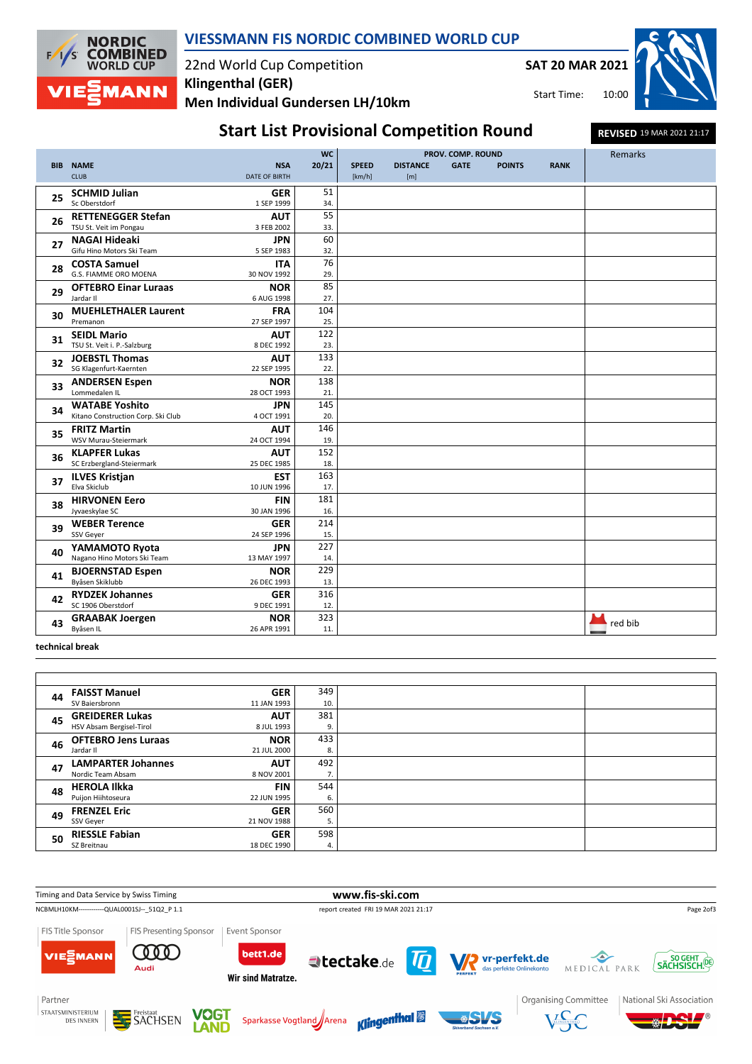# VIESSMANN FIS NORDIC COMBINED WORLD CUP

22nd World Cup Competition
**Klingenthal (GER)**
**Men Individual Gundersen LH/10km**

**SAT 20 MAR 2021**
Start Time: 10:00

## Start List Provisional Competition Round

**REVISED** 19 MAR 2021 21:17

| BIB | NAME / CLUB | NSA / DATE OF BIRTH | WC 20/21 | SPEED [km/h] | DISTANCE [m] | GATE | POINTS | RANK | Remarks |
|---|---|---|---|---|---|---|---|---|---|
| 25 | **SCHMID Julian** Sc Oberstdorf | **GER** 1 SEP 1999 | 51 34. | | | | | | |
| 26 | **RETTENEGGER Stefan** TSU St. Veit im Pongau | **AUT** 3 FEB 2002 | 55 33. | | | | | | |
| 27 | **NAGAI Hideaki** Gifu Hino Motors Ski Team | **JPN** 5 SEP 1983 | 60 32. | | | | | | |
| 28 | **COSTA Samuel** G.S. FIAMME ORO MOENA | **ITA** 30 NOV 1992 | 76 29. | | | | | | |
| 29 | **OFTEBRO Einar Luraas** Jardar II | **NOR** 6 AUG 1998 | 85 27. | | | | | | |
| 30 | **MUEHLETHALER Laurent** Premanon | **FRA** 27 SEP 1997 | 104 25. | | | | | | |
| 31 | **SEIDL Mario** TSU St. Veit i. P.-Salzburg | **AUT** 8 DEC 1992 | 122 23. | | | | | | |
| 32 | **JOEBSTL Thomas** SG Klagenfurt-Kaernten | **AUT** 22 SEP 1995 | 133 22. | | | | | | |
| 33 | **ANDERSEN Espen** Lommedalen IL | **NOR** 28 OCT 1993 | 138 21. | | | | | | |
| 34 | **WATABE Yoshito** Kitano Construction Corp. Ski Club | **JPN** 4 OCT 1991 | 145 20. | | | | | | |
| 35 | **FRITZ Martin** WSV Murau-Steiermark | **AUT** 24 OCT 1994 | 146 19. | | | | | | |
| 36 | **KLAPFER Lukas** SC Erzbergland-Steiermark | **AUT** 25 DEC 1985 | 152 18. | | | | | | |
| 37 | **ILVES Kristjan** Elva Skiclub | **EST** 10 JUN 1996 | 163 17. | | | | | | |
| 38 | **HIRVONEN Eero** Jyvaeskylae SC | **FIN** 30 JAN 1996 | 181 16. | | | | | | |
| 39 | **WEBER Terence** SSV Geyer | **GER** 24 SEP 1996 | 214 15. | | | | | | |
| 40 | **YAMAMOTO Ryota** Nagano Hino Motors Ski Team | **JPN** 13 MAY 1997 | 227 14. | | | | | | |
| 41 | **BJOERNSTAD Espen** Byåsen Skiklubb | **NOR** 26 DEC 1993 | 229 13. | | | | | | |
| 42 | **RYDZEK Johannes** SC 1906 Oberstdorf | **GER** 9 DEC 1991 | 316 12. | | | | | | |
| 43 | **GRAABAK Joergen** Byåsen IL | **NOR** 26 APR 1991 | 323 11. | | | | | | red bib |

**technical break**

| BIB | NAME / CLUB | NSA / DATE OF BIRTH | WC 20/21 | SPEED [km/h] | DISTANCE [m] | GATE | POINTS | RANK | Remarks |
|---|---|---|---|---|---|---|---|---|---|
| 44 | **FAISST Manuel** SV Baiersbronn | **GER** 11 JAN 1993 | 349 10. | | | | | | |
| 45 | **GREIDERER Lukas** HSV Absam Bergisel-Tirol | **AUT** 8 JUL 1993 | 381 9. | | | | | | |
| 46 | **OFTEBRO Jens Luraas** Jardar II | **NOR** 21 JUL 2000 | 433 8. | | | | | | |
| 47 | **LAMPARTER Johannes** Nordic Team Absam | **AUT** 8 NOV 2001 | 492 7. | | | | | | |
| 48 | **HEROLA Ilkka** Puijon Hiihtoseura | **FIN** 22 JUN 1995 | 544 6. | | | | | | |
| 49 | **FRENZEL Eric** SSV Geyer | **GER** 21 NOV 1988 | 560 5. | | | | | | |
| 50 | **RIESSLE Fabian** SZ Breitnau | **GER** 18 DEC 1990 | 598 4. | | | | | | |

Timing and Data Service by Swiss Timing — www.fis-ski.com
NCBMLH10KM------------QUAL0001SJ--_51Q2_P 1.1 — report created FRI 19 MAR 2021 21:17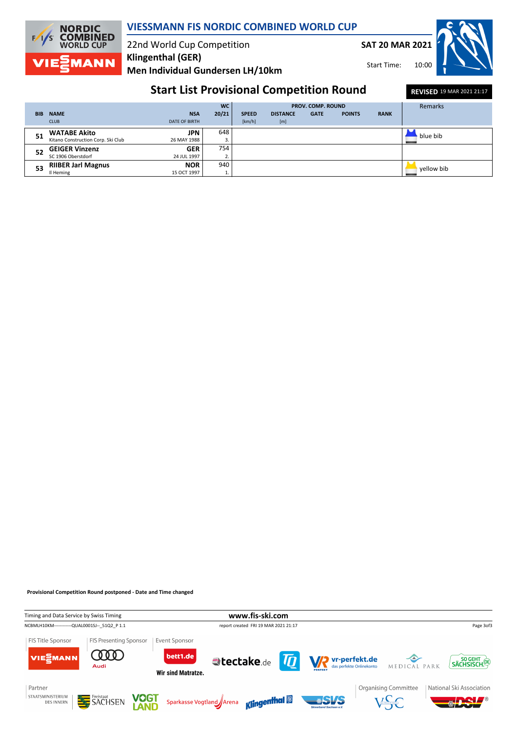# VIESSMANN FIS NORDIC COMBINED WORLD CUP

22nd World Cup Competition

**Klingenthal (GER)**

**Men Individual Gundersen LH/10km**

**SAT 20 MAR 2021**

Start Time: 10:00

## Start List Provisional Competition Round

**REVISED** 19 MAR 2021 21:17

| BIB | NAME / CLUB | NSA / DATE OF BIRTH | WC 20/21 | SPEED [km/h] | DISTANCE [m] | GATE | POINTS | RANK | Remarks |
|---|---|---|---|---|---|---|---|---|---|
| 51 | **WATABE Akito** Kitano Construction Corp. Ski Club | **JPN** 26 MAY 1988 | 648 3. | | | | | | blue bib |
| 52 | **GEIGER Vinzenz** SC 1906 Oberstdorf | **GER** 24 JUL 1997 | 754 2. | | | | | | |
| 53 | **RIIBER Jarl Magnus** Il Heming | **NOR** 15 OCT 1997 | 940 1. | | | | | | yellow bib |

**Provisional Competition Round postponed - Date and Time changed**

Timing and Data Service by Swiss Timing

www.fis-ski.com

NCBMLH10KM------------QUAL0001SJ--_51Q2_P 1.1

report created FRI 19 MAR 2021 21:17